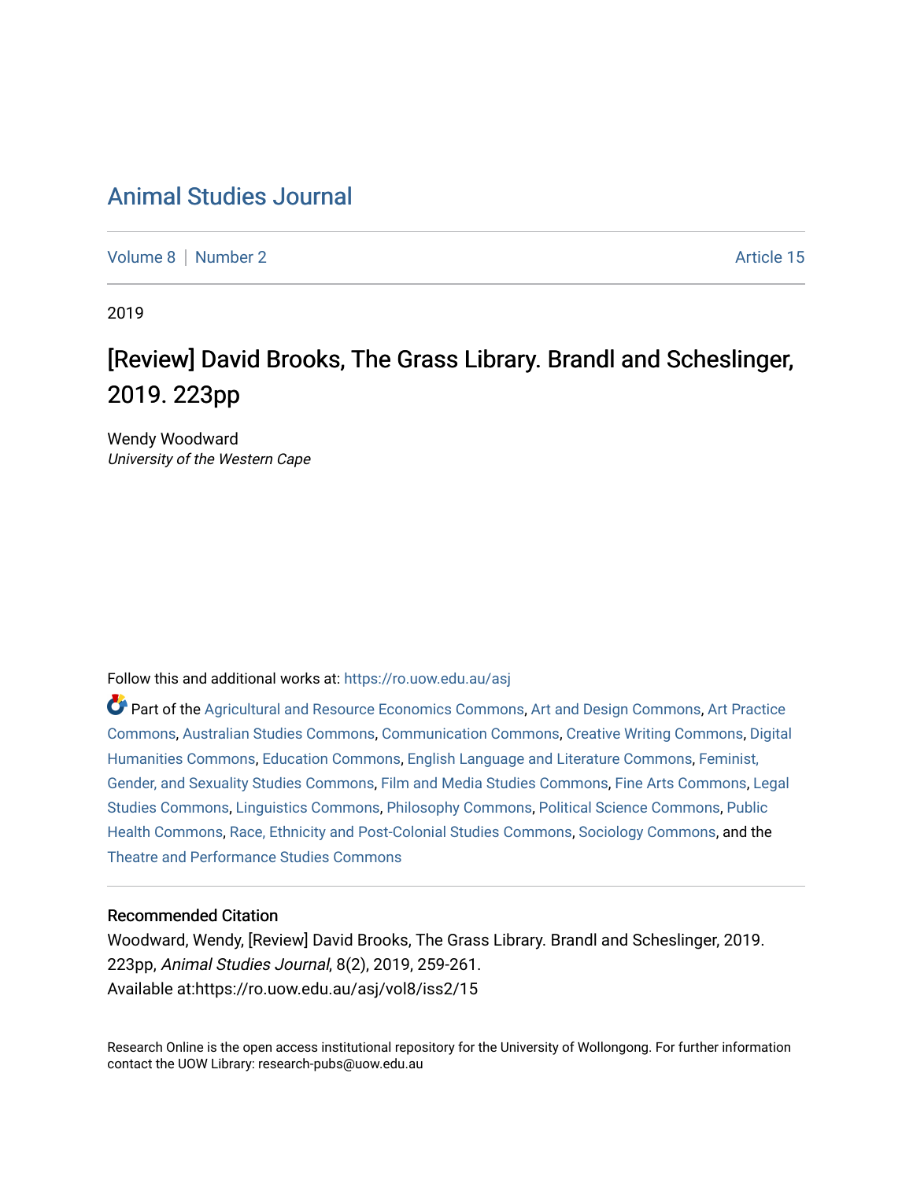# Animal Studies Journal

Volume 8 | Number 2 | Article 15

2019

## [Review] David Brooks, The Grass Library. Brandl and Scheslinger, 2019. 223pp

Wendy Woodward
*University of the Western Cape*

Follow this and additional works at: https://ro.uow.edu.au/asj

Part of the Agricultural and Resource Economics Commons, Art and Design Commons, Art Practice Commons, Australian Studies Commons, Communication Commons, Creative Writing Commons, Digital Humanities Commons, Education Commons, English Language and Literature Commons, Feminist, Gender, and Sexuality Studies Commons, Film and Media Studies Commons, Fine Arts Commons, Legal Studies Commons, Linguistics Commons, Philosophy Commons, Political Science Commons, Public Health Commons, Race, Ethnicity and Post-Colonial Studies Commons, Sociology Commons, and the Theatre and Performance Studies Commons

### Recommended Citation

Woodward, Wendy, [Review] David Brooks, The Grass Library. Brandl and Scheslinger, 2019. 223pp, *Animal Studies Journal*, 8(2), 2019, 259-261.
Available at:https://ro.uow.edu.au/asj/vol8/iss2/15

Research Online is the open access institutional repository for the University of Wollongong. For further information contact the UOW Library: research-pubs@uow.edu.au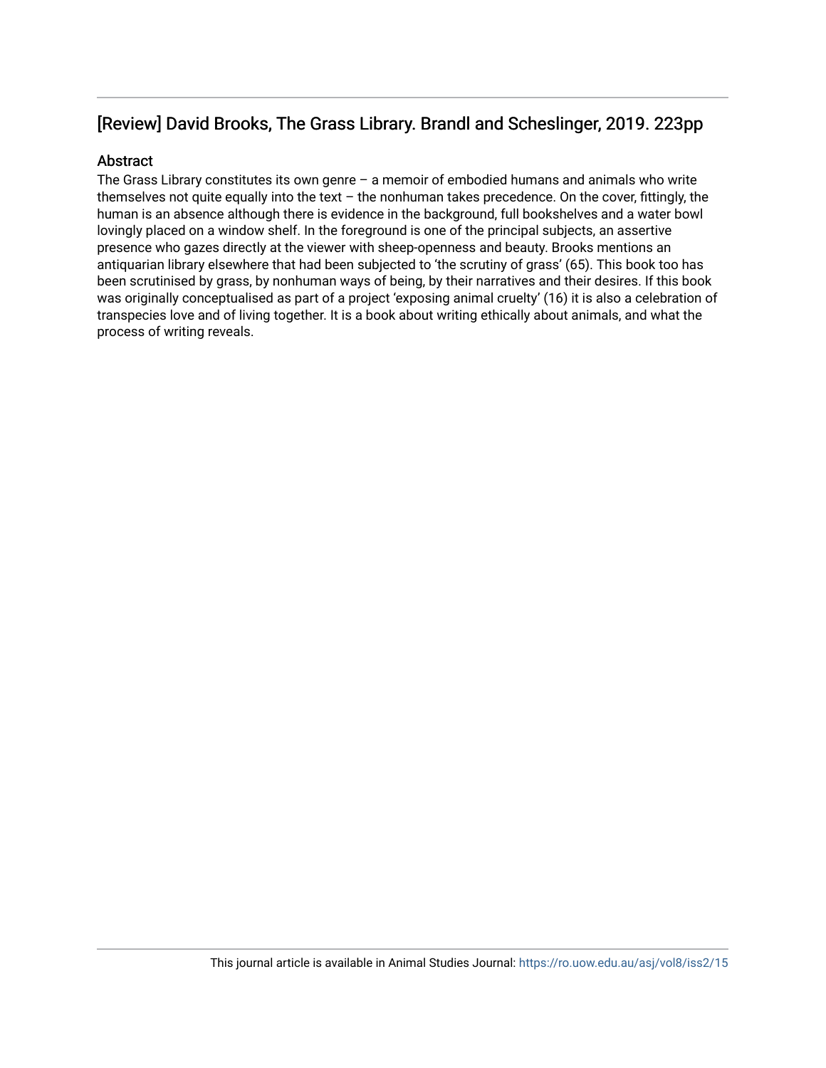# [Review] David Brooks, The Grass Library. Brandl and Scheslinger, 2019. 223pp

## Abstract

The Grass Library constitutes its own genre – a memoir of embodied humans and animals who write themselves not quite equally into the text – the nonhuman takes precedence. On the cover, fittingly, the human is an absence although there is evidence in the background, full bookshelves and a water bowl lovingly placed on a window shelf. In the foreground is one of the principal subjects, an assertive presence who gazes directly at the viewer with sheep-openness and beauty. Brooks mentions an antiquarian library elsewhere that had been subjected to 'the scrutiny of grass' (65). This book too has been scrutinised by grass, by nonhuman ways of being, by their narratives and their desires. If this book was originally conceptualised as part of a project 'exposing animal cruelty' (16) it is also a celebration of transpecies love and of living together. It is a book about writing ethically about animals, and what the process of writing reveals.

This journal article is available in Animal Studies Journal: https://ro.uow.edu.au/asj/vol8/iss2/15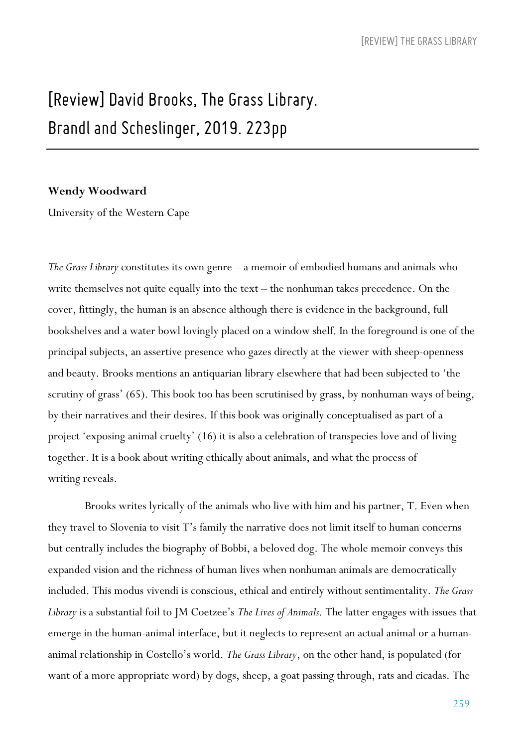# [Review] David Brooks, The Grass Library. Brandl and Scheslinger, 2019. 223pp

**Wendy Woodward**

University of the Western Cape

*The Grass Library* constitutes its own genre – a memoir of embodied humans and animals who write themselves not quite equally into the text – the nonhuman takes precedence. On the cover, fittingly, the human is an absence although there is evidence in the background, full bookshelves and a water bowl lovingly placed on a window shelf. In the foreground is one of the principal subjects, an assertive presence who gazes directly at the viewer with sheep-openness and beauty. Brooks mentions an antiquarian library elsewhere that had been subjected to 'the scrutiny of grass' (65). This book too has been scrutinised by grass, by nonhuman ways of being, by their narratives and their desires. If this book was originally conceptualised as part of a project 'exposing animal cruelty' (16) it is also a celebration of transpecies love and of living together. It is a book about writing ethically about animals, and what the process of writing reveals.

Brooks writes lyrically of the animals who live with him and his partner, T. Even when they travel to Slovenia to visit T's family the narrative does not limit itself to human concerns but centrally includes the biography of Bobbi, a beloved dog. The whole memoir conveys this expanded vision and the richness of human lives when nonhuman animals are democratically included. This modus vivendi is conscious, ethical and entirely without sentimentality. *The Grass Library* is a substantial foil to JM Coetzee's *The Lives of Animals*. The latter engages with issues that emerge in the human-animal interface, but it neglects to represent an actual animal or a human-animal relationship in Costello's world. *The Grass Library*, on the other hand, is populated (for want of a more appropriate word) by dogs, sheep, a goat passing through, rats and cicadas. The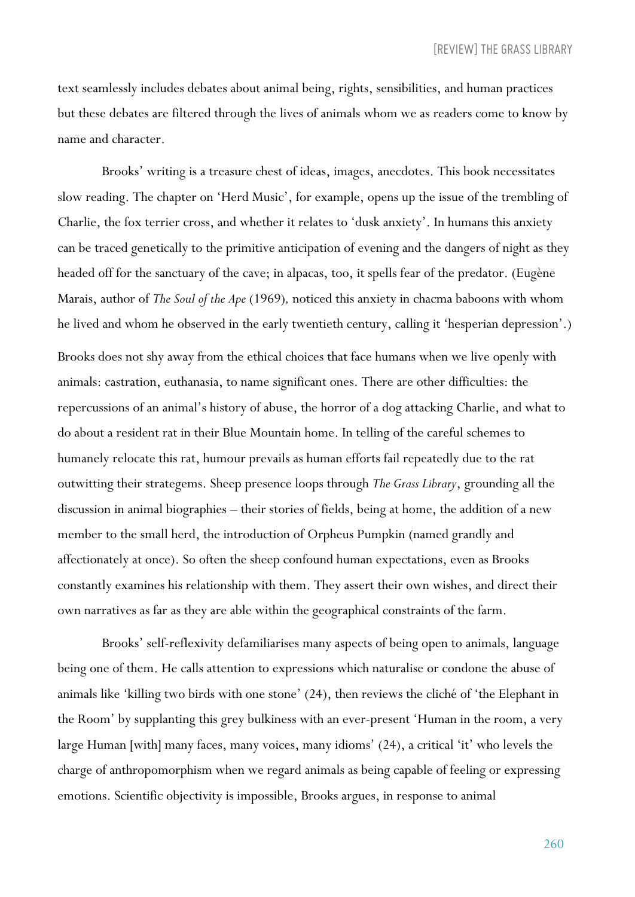text seamlessly includes debates about animal being, rights, sensibilities, and human practices but these debates are filtered through the lives of animals whom we as readers come to know by name and character.

Brooks' writing is a treasure chest of ideas, images, anecdotes. This book necessitates slow reading. The chapter on 'Herd Music', for example, opens up the issue of the trembling of Charlie, the fox terrier cross, and whether it relates to 'dusk anxiety'. In humans this anxiety can be traced genetically to the primitive anticipation of evening and the dangers of night as they headed off for the sanctuary of the cave; in alpacas, too, it spells fear of the predator. (Eugène Marais, author of *The Soul of the Ape* (1969), noticed this anxiety in chacma baboons with whom he lived and whom he observed in the early twentieth century, calling it 'hesperian depression'.)

Brooks does not shy away from the ethical choices that face humans when we live openly with animals: castration, euthanasia, to name significant ones. There are other difficulties: the repercussions of an animal's history of abuse, the horror of a dog attacking Charlie, and what to do about a resident rat in their Blue Mountain home. In telling of the careful schemes to humanely relocate this rat, humour prevails as human efforts fail repeatedly due to the rat outwitting their strategems. Sheep presence loops through *The Grass Library*, grounding all the discussion in animal biographies – their stories of fields, being at home, the addition of a new member to the small herd, the introduction of Orpheus Pumpkin (named grandly and affectionately at once). So often the sheep confound human expectations, even as Brooks constantly examines his relationship with them. They assert their own wishes, and direct their own narratives as far as they are able within the geographical constraints of the farm.

Brooks' self-reflexivity defamiliarises many aspects of being open to animals, language being one of them. He calls attention to expressions which naturalise or condone the abuse of animals like 'killing two birds with one stone' (24), then reviews the cliché of 'the Elephant in the Room' by supplanting this grey bulkiness with an ever-present 'Human in the room, a very large Human [with] many faces, many voices, many idioms' (24), a critical 'it' who levels the charge of anthropomorphism when we regard animals as being capable of feeling or expressing emotions. Scientific objectivity is impossible, Brooks argues, in response to animal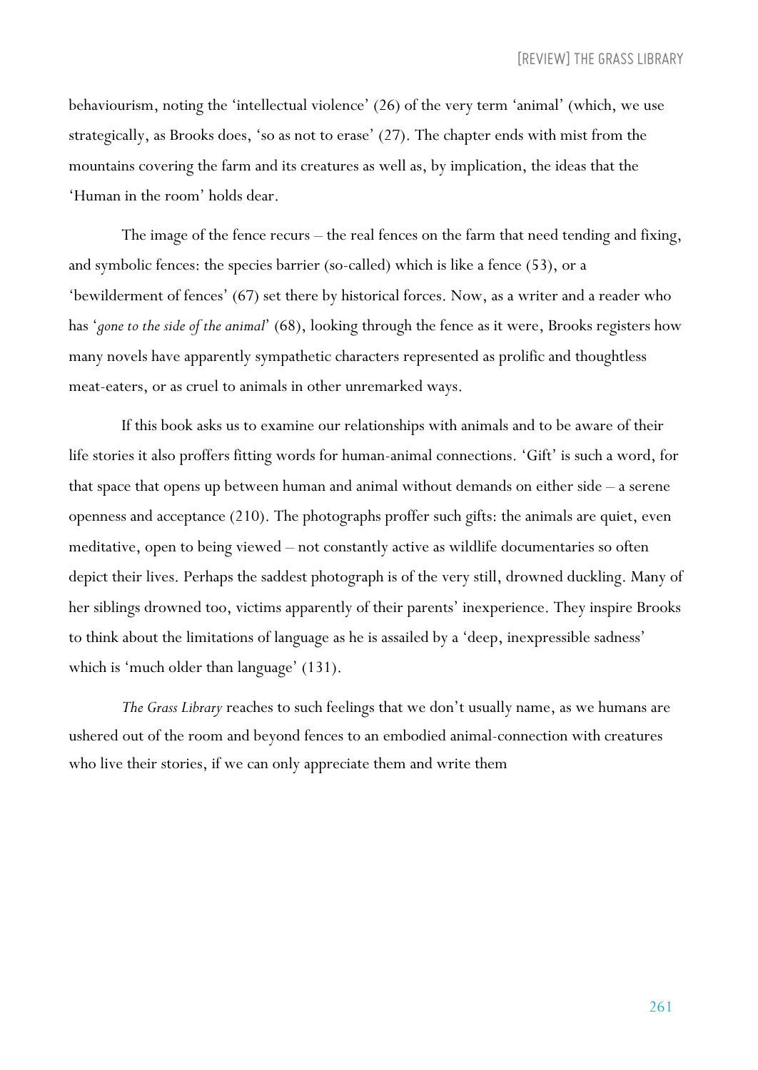behaviourism, noting the 'intellectual violence' (26) of the very term 'animal' (which, we use strategically, as Brooks does, 'so as not to erase' (27). The chapter ends with mist from the mountains covering the farm and its creatures as well as, by implication, the ideas that the 'Human in the room' holds dear.

The image of the fence recurs – the real fences on the farm that need tending and fixing, and symbolic fences: the species barrier (so-called) which is like a fence (53), or a 'bewilderment of fences' (67) set there by historical forces. Now, as a writer and a reader who has '*gone to the side of the animal*' (68), looking through the fence as it were, Brooks registers how many novels have apparently sympathetic characters represented as prolific and thoughtless meat-eaters, or as cruel to animals in other unremarked ways.

If this book asks us to examine our relationships with animals and to be aware of their life stories it also proffers fitting words for human-animal connections. 'Gift' is such a word, for that space that opens up between human and animal without demands on either side – a serene openness and acceptance (210). The photographs proffer such gifts: the animals are quiet, even meditative, open to being viewed – not constantly active as wildlife documentaries so often depict their lives. Perhaps the saddest photograph is of the very still, drowned duckling. Many of her siblings drowned too, victims apparently of their parents' inexperience. They inspire Brooks to think about the limitations of language as he is assailed by a 'deep, inexpressible sadness' which is 'much older than language' (131).

*The Grass Library* reaches to such feelings that we don't usually name, as we humans are ushered out of the room and beyond fences to an embodied animal-connection with creatures who live their stories, if we can only appreciate them and write them